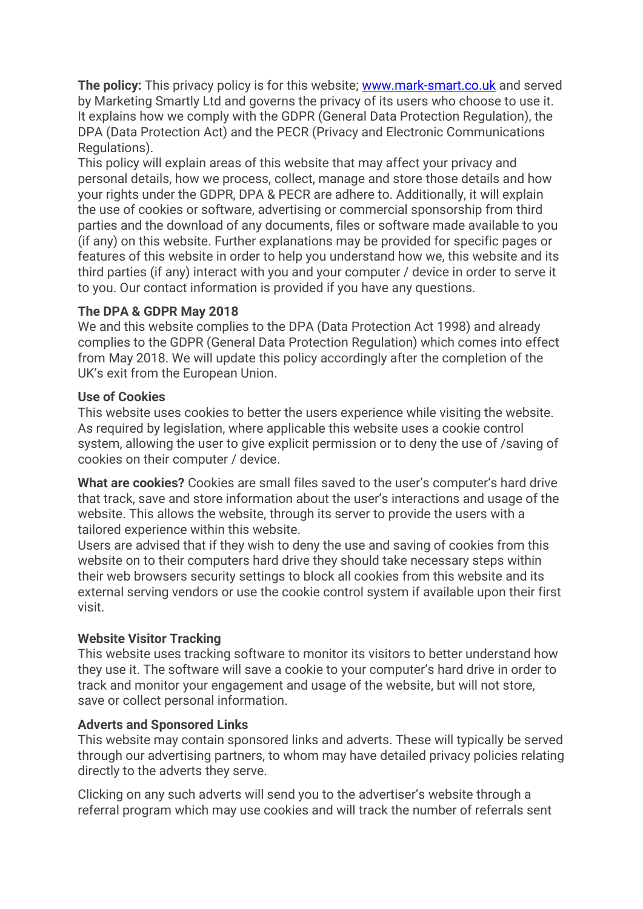**The policy:** This privacy policy is for this website; [www.mark-smart.co.uk](www.mark-smart.co.uk) and served by Marketing Smartly Ltd and governs the privacy of its users who choose to use it. It explains how we comply with the GDPR (General Data Protection Regulation), the DPA (Data Protection Act) and the PECR (Privacy and Electronic Communications Regulations).

This policy will explain areas of this website that may affect your privacy and personal details, how we process, collect, manage and store those details and how your rights under the GDPR, DPA & PECR are adhere to. Additionally, it will explain the use of cookies or software, advertising or commercial sponsorship from third parties and the download of any documents, files or software made available to you (if any) on this website. Further explanations may be provided for specific pages or features of this website in order to help you understand how we, this website and its third parties (if any) interact with you and your computer / device in order to serve it to you. Our contact information is provided if you have any questions.

**The DPA & GDPR May 2018**

We and this website complies to the DPA (Data Protection Act 1998) and already complies to the GDPR (General Data Protection Regulation) which comes into effect from May 2018. We will update this policy accordingly after the completion of the UK's exit from the European Union.

**Use of Cookies**

This website uses cookies to better the users experience while visiting the website. As required by legislation, where applicable this website uses a cookie control system, allowing the user to give explicit permission or to deny the use of /saving of cookies on their computer / device.

**What are cookies?** Cookies are small files saved to the user's computer's hard drive that track, save and store information about the user's interactions and usage of the website. This allows the website, through its server to provide the users with a tailored experience within this website.

Users are advised that if they wish to deny the use and saving of cookies from this website on to their computers hard drive they should take necessary steps within their web browsers security settings to block all cookies from this website and its external serving vendors or use the cookie control system if available upon their first visit.

**Website Visitor Tracking**

This website uses tracking software to monitor its visitors to better understand how they use it. The software will save a cookie to your computer's hard drive in order to track and monitor your engagement and usage of the website, but will not store, save or collect personal information.

**Adverts and Sponsored Links**

This website may contain sponsored links and adverts. These will typically be served through our advertising partners, to whom may have detailed privacy policies relating directly to the adverts they serve.

Clicking on any such adverts will send you to the advertiser's website through a referral program which may use cookies and will track the number of referrals sent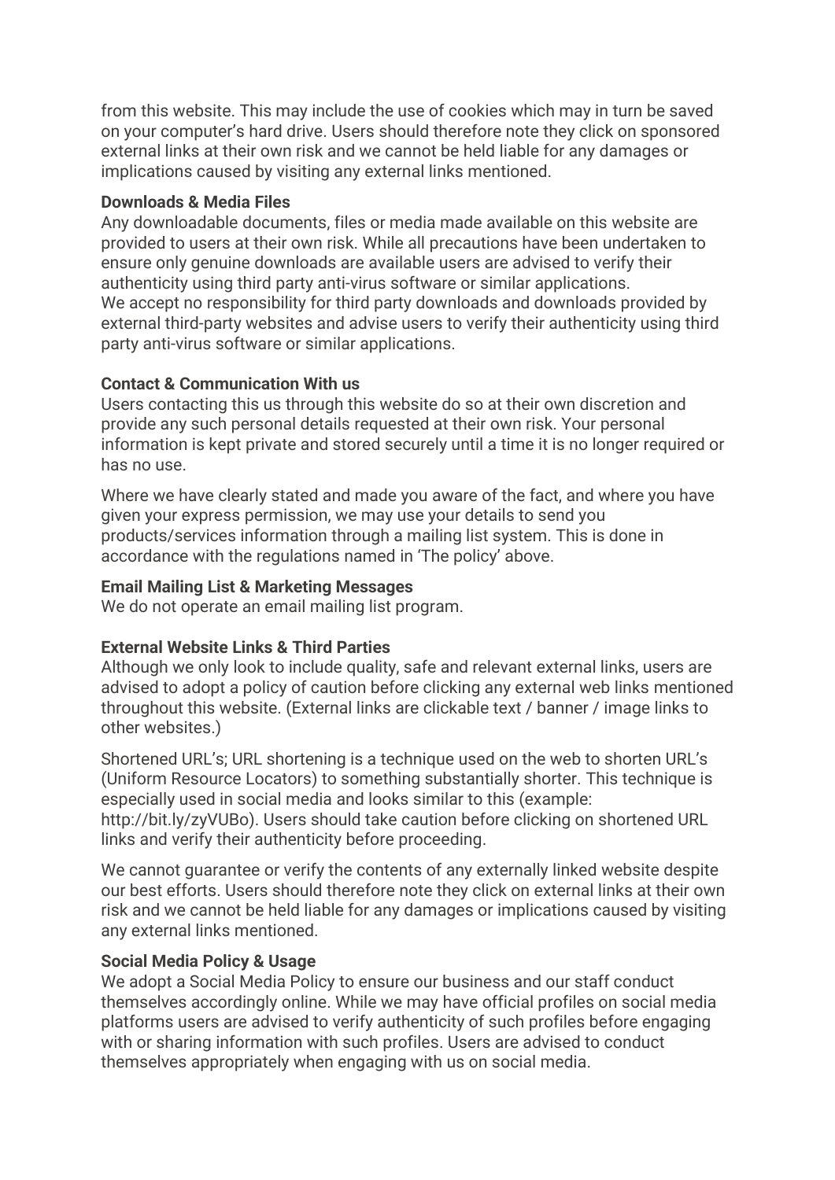from this website. This may include the use of cookies which may in turn be saved on your computer's hard drive. Users should therefore note they click on sponsored external links at their own risk and we cannot be held liable for any damages or implications caused by visiting any external links mentioned.

**Downloads & Media Files**

Any downloadable documents, files or media made available on this website are provided to users at their own risk. While all precautions have been undertaken to ensure only genuine downloads are available users are advised to verify their authenticity using third party anti-virus software or similar applications.
We accept no responsibility for third party downloads and downloads provided by external third-party websites and advise users to verify their authenticity using third party anti-virus software or similar applications.

**Contact & Communication With us**

Users contacting this us through this website do so at their own discretion and provide any such personal details requested at their own risk. Your personal information is kept private and stored securely until a time it is no longer required or has no use.

Where we have clearly stated and made you aware of the fact, and where you have given your express permission, we may use your details to send you products/services information through a mailing list system. This is done in accordance with the regulations named in 'The policy' above.

**Email Mailing List & Marketing Messages**

We do not operate an email mailing list program.

**External Website Links & Third Parties**

Although we only look to include quality, safe and relevant external links, users are advised to adopt a policy of caution before clicking any external web links mentioned throughout this website. (External links are clickable text / banner / image links to other websites.)

Shortened URL's; URL shortening is a technique used on the web to shorten URL's (Uniform Resource Locators) to something substantially shorter. This technique is especially used in social media and looks similar to this (example: http://bit.ly/zyVUBo). Users should take caution before clicking on shortened URL links and verify their authenticity before proceeding.

We cannot guarantee or verify the contents of any externally linked website despite our best efforts. Users should therefore note they click on external links at their own risk and we cannot be held liable for any damages or implications caused by visiting any external links mentioned.

**Social Media Policy & Usage**

We adopt a Social Media Policy to ensure our business and our staff conduct themselves accordingly online. While we may have official profiles on social media platforms users are advised to verify authenticity of such profiles before engaging with or sharing information with such profiles. Users are advised to conduct themselves appropriately when engaging with us on social media.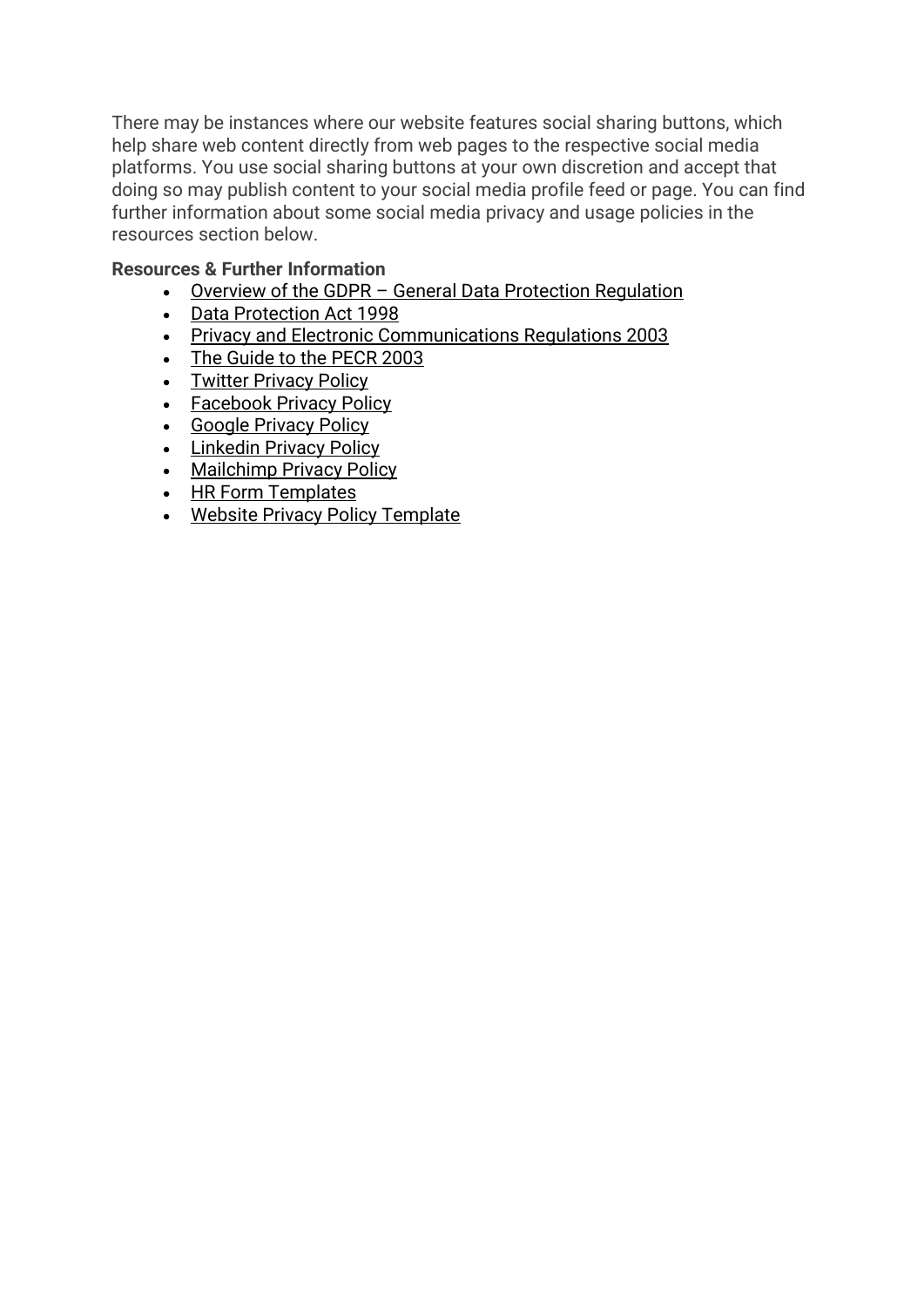There may be instances where our website features social sharing buttons, which help share web content directly from web pages to the respective social media platforms. You use social sharing buttons at your own discretion and accept that doing so may publish content to your social media profile feed or page. You can find further information about some social media privacy and usage policies in the resources section below.

**Resources & Further Information**

- Overview of the GDPR – General Data Protection Regulation
- Data Protection Act 1998
- Privacy and Electronic Communications Regulations 2003
- The Guide to the PECR 2003
- Twitter Privacy Policy
- Facebook Privacy Policy
- Google Privacy Policy
- Linkedin Privacy Policy
- Mailchimp Privacy Policy
- HR Form Templates
- Website Privacy Policy Template